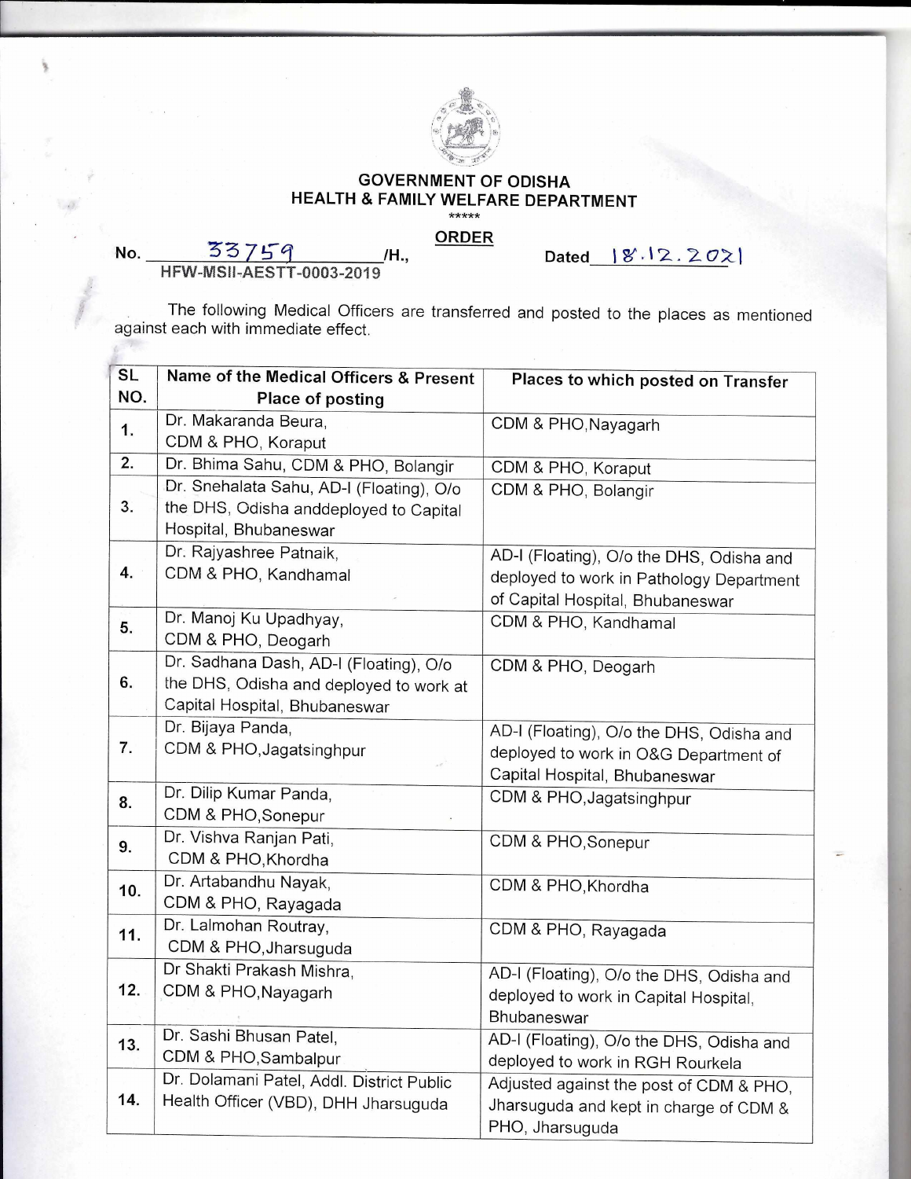# GOVERNMENT OF ODISHA
## HEALTH & FAMILY WELFARE DEPARTMENT

\*\*\*\*\*

**ORDER**

No. 33759 /H., Dated 18.12.2021
HFW-MSII-AESTT-0003-2019

The following Medical Officers are transferred and posted to the places as mentioned against each with immediate effect.

| SL NO. | Name of the Medical Officers & Present Place of posting | Places to which posted on Transfer |
|---|---|---|
| 1. | Dr. Makaranda Beura, CDM & PHO, Koraput | CDM & PHO,Nayagarh |
| 2. | Dr. Bhima Sahu, CDM & PHO, Bolangir | CDM & PHO, Koraput |
| 3. | Dr. Snehalata Sahu, AD-I (Floating), O/o the DHS, Odisha anddeployed to Capital Hospital, Bhubaneswar | CDM & PHO, Bolangir |
| 4. | Dr. Rajyashree Patnaik, CDM & PHO, Kandhamal | AD-I (Floating), O/o the DHS, Odisha and deployed to work in Pathology Department of Capital Hospital, Bhubaneswar |
| 5. | Dr. Manoj Ku Upadhyay, CDM & PHO, Deogarh | CDM & PHO, Kandhamal |
| 6. | Dr. Sadhana Dash, AD-I (Floating), O/o the DHS, Odisha and deployed to work at Capital Hospital, Bhubaneswar | CDM & PHO, Deogarh |
| 7. | Dr. Bijaya Panda, CDM & PHO,Jagatsinghpur | AD-I (Floating), O/o the DHS, Odisha and deployed to work in O&G Department of Capital Hospital, Bhubaneswar |
| 8. | Dr. Dilip Kumar Panda, CDM & PHO,Sonepur | CDM & PHO,Jagatsinghpur |
| 9. | Dr. Vishva Ranjan Pati, CDM & PHO,Khordha | CDM & PHO,Sonepur |
| 10. | Dr. Artabandhu Nayak, CDM & PHO, Rayagada | CDM & PHO,Khordha |
| 11. | Dr. Lalmohan Routray, CDM & PHO,Jharsuguda | CDM & PHO, Rayagada |
| 12. | Dr Shakti Prakash Mishra, CDM & PHO,Nayagarh | AD-I (Floating), O/o the DHS, Odisha and deployed to work in Capital Hospital, Bhubaneswar |
| 13. | Dr. Sashi Bhusan Patel, CDM & PHO,Sambalpur | AD-I (Floating), O/o the DHS, Odisha and deployed to work in RGH Rourkela |
| 14. | Dr. Dolamani Patel, Addl. District Public Health Officer (VBD), DHH Jharsuguda | Adjusted against the post of CDM & PHO, Jharsuguda and kept in charge of CDM & PHO, Jharsuguda |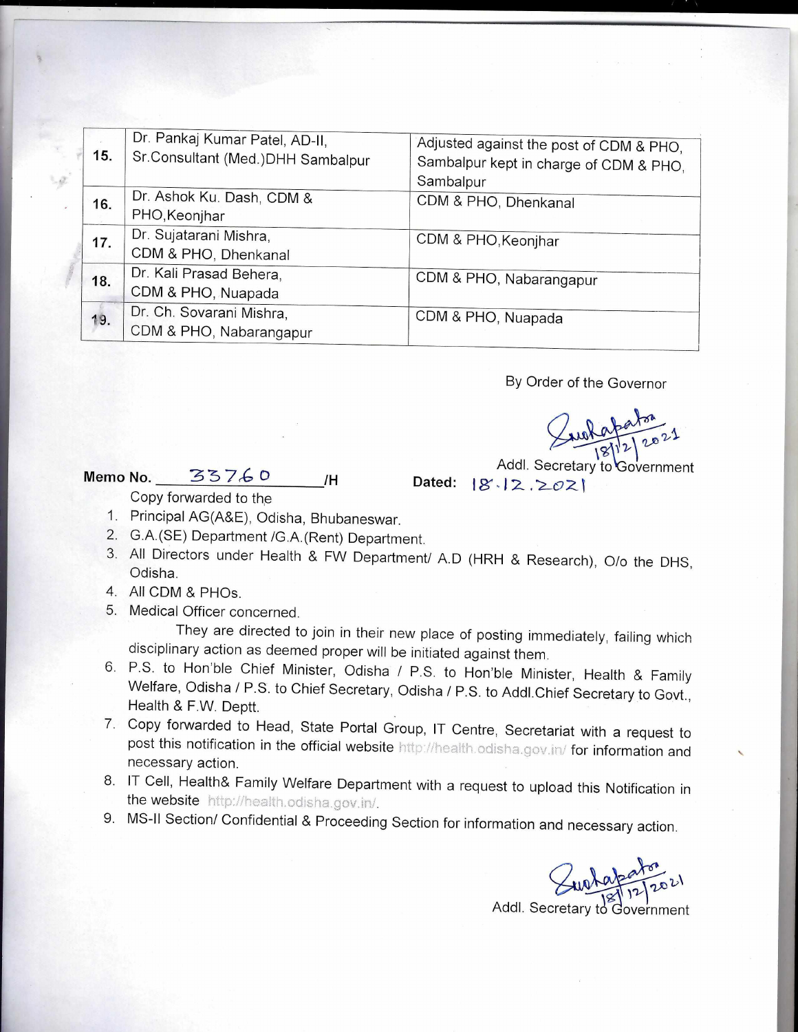| | | |
|---|---|---|
| 15. | Dr. Pankaj Kumar Patel, AD-II, Sr.Consultant (Med.)DHH Sambalpur | Adjusted against the post of CDM & PHO, Sambalpur kept in charge of CDM & PHO, Sambalpur |
| 16. | Dr. Ashok Ku. Dash, CDM & PHO,Keonjhar | CDM & PHO, Dhenkanal |
| 17. | Dr. Sujatarani Mishra, CDM & PHO, Dhenkanal | CDM & PHO,Keonjhar |
| 18. | Dr. Kali Prasad Behera, CDM & PHO, Nuapada | CDM & PHO, Nabarangapur |
| 19. | Dr. Ch. Sovarani Mishra, CDM & PHO, Nabarangapur | CDM & PHO, Nuapada |

By Order of the Governor

Sd/- 18/12/2021
Addl. Secretary to Government

**Memo No.** 33760 /H **Dated:** 18.12.2021

Copy forwarded to the

1. Principal AG(A&E), Odisha, Bhubaneswar.
2. G.A.(SE) Department /G.A.(Rent) Department.
3. All Directors under Health & FW Department/ A.D (HRH & Research), O/o the DHS, Odisha.
4. All CDM & PHOs.
5. Medical Officer concerned.

   They are directed to join in their new place of posting immediately, failing which disciplinary action as deemed proper will be initiated against them.
6. P.S. to Hon'ble Chief Minister, Odisha / P.S. to Hon'ble Minister, Health & Family Welfare, Odisha / P.S. to Chief Secretary, Odisha / P.S. to Addl.Chief Secretary to Govt., Health & F.W. Deptt.
7. Copy forwarded to Head, State Portal Group, IT Centre, Secretariat with a request to post this notification in the official website http://health.odisha.gov.in/ for information and necessary action.
8. IT Cell, Health& Family Welfare Department with a request to upload this Notification in the website http://health.odisha.gov.in/.
9. MS-II Section/ Confidential & Proceeding Section for information and necessary action.

Sd/- 18/12/2021
Addl. Secretary to Government